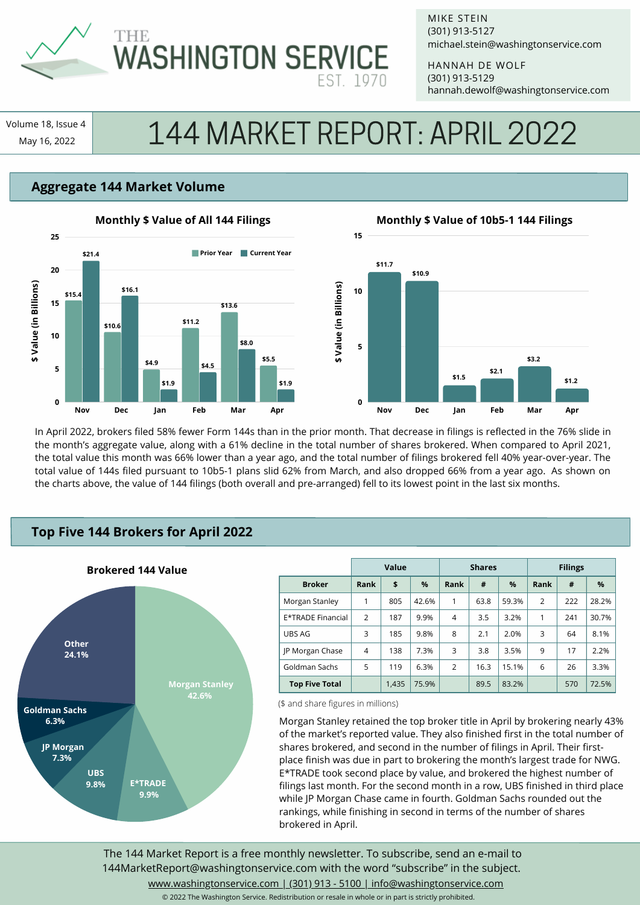# THE WASHINGTON SERVICE

EST. 1970

MIKE STEIN
(301) 913-5127
michael.stein@washingtonservice.com

HANNAH DE WOLF
(301) 913-5129
hannah.dewolf@washingtonservice.com

Volume 18, Issue 4
May 16, 2022

# 144 MARKET REPORT: APRIL 2022

## Aggregate 144 Market Volume

**Monthly $ Value of All 144 Filings**

| Month | Prior Year ($ in Billions) | Current Year ($ in Billions) |
|---|---|---|
| Nov | $15.4 | $21.4 |
| Dec | $10.6 | $16.1 |
| Jan | $4.9 | $1.9 |
| Feb | $11.2 | $4.5 |
| Mar | $13.6 | $8.0 |
| Apr | $5.5 | $1.9 |

**Monthly $ Value of 10b5-1 144 Filings**

| Month | $ Value (in Billions) |
|---|---|
| Nov | $11.7 |
| Dec | $10.9 |
| Jan | $1.5 |
| Feb | $2.1 |
| Mar | $3.2 |
| Apr | $1.2 |

In April 2022, brokers filed 58% fewer Form 144s than in the prior month. That decrease in filings is reflected in the 76% slide in the month's aggregate value, along with a 61% decline in the total number of shares brokered. When compared to April 2021, the total value this month was 66% lower than a year ago, and the total number of filings brokered fell 40% year-over-year. The total value of 144s filed pursuant to 10b5-1 plans slid 62% from March, and also dropped 66% from a year ago. As shown on the charts above, the value of 144 filings (both overall and pre-arranged) fell to its lowest point in the last six months.

## Top Five 144 Brokers for April 2022

**Brokered 144 Value**

| Broker | % |
|---|---|
| Morgan Stanley | 42.6% |
| E*TRADE | 9.9% |
| UBS | 9.8% |
| JP Morgan | 7.3% |
| Goldman Sachs | 6.3% |
| Other | 24.1% |

| | Value | | | Shares | | | Filings | | |
|---|---|---|---|---|---|---|---|---|---|
| **Broker** | **Rank** | **$** | **%** | **Rank** | **#** | **%** | **Rank** | **#** | **%** |
| Morgan Stanley | 1 | 805 | 42.6% | 1 | 63.8 | 59.3% | 2 | 222 | 28.2% |
| E*TRADE Financial | 2 | 187 | 9.9% | 4 | 3.5 | 3.2% | 1 | 241 | 30.7% |
| UBS AG | 3 | 185 | 9.8% | 8 | 2.1 | 2.0% | 3 | 64 | 8.1% |
| JP Morgan Chase | 4 | 138 | 7.3% | 3 | 3.8 | 3.5% | 9 | 17 | 2.2% |
| Goldman Sachs | 5 | 119 | 6.3% | 2 | 16.3 | 15.1% | 6 | 26 | 3.3% |
| **Top Five Total** | | 1,435 | 75.9% | | 89.5 | 83.2% | | 570 | 72.5% |

($ and share figures in millions)

Morgan Stanley retained the top broker title in April by brokering nearly 43% of the market's reported value. They also finished first in the total number of shares brokered, and second in the number of filings in April. Their first-place finish was due in part to brokering the month's largest trade for NWG. E*TRADE took second place by value, and brokered the highest number of filings last month. For the second month in a row, UBS finished in third place while JP Morgan Chase came in fourth. Goldman Sachs rounded out the rankings, while finishing in second in terms of the number of shares brokered in April.

The 144 Market Report is a free monthly newsletter. To subscribe, send an e-mail to 144MarketReport@washingtonservice.com with the word "subscribe" in the subject.

www.washingtonservice.com | (301) 913 - 5100 | info@washingtonservice.com

© 2022 The Washington Service. Redistribution or resale in whole or in part is strictly prohibited.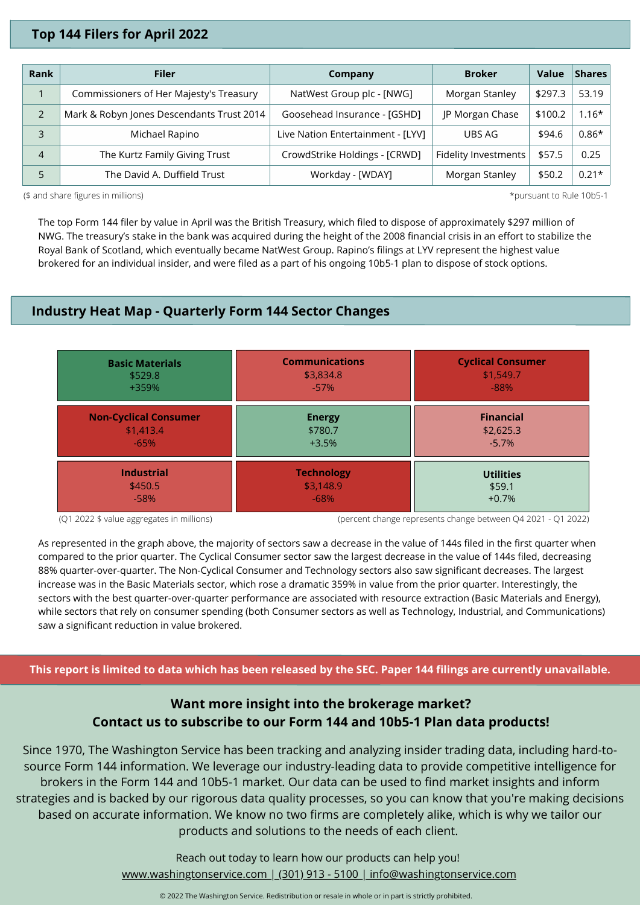## Top 144 Filers for April 2022

| Rank | Filer | Company | Broker | Value | Shares |
|---|---|---|---|---|---|
| 1 | Commissioners of Her Majesty's Treasury | NatWest Group plc - [NWG] | Morgan Stanley | $297.3 | 53.19 |
| 2 | Mark & Robyn Jones Descendants Trust 2014 | Goosehead Insurance - [GSHD] | JP Morgan Chase | $100.2 | 1.16* |
| 3 | Michael Rapino | Live Nation Entertainment - [LYV] | UBS AG | $94.6 | 0.86* |
| 4 | The Kurtz Family Giving Trust | CrowdStrike Holdings - [CRWD] | Fidelity Investments | $57.5 | 0.25 |
| 5 | The David A. Duffield Trust | Workday - [WDAY] | Morgan Stanley | $50.2 | 0.21* |

($ and share figures in millions)

*pursuant to Rule 10b5-1

The top Form 144 filer by value in April was the British Treasury, which filed to dispose of approximately $297 million of NWG. The treasury's stake in the bank was acquired during the height of the 2008 financial crisis in an effort to stabilize the Royal Bank of Scotland, which eventually became NatWest Group. Rapino's filings at LYV represent the highest value brokered for an individual insider, and were filed as a part of his ongoing 10b5-1 plan to dispose of stock options.

## Industry Heat Map - Quarterly Form 144 Sector Changes

**Basic Materials**
$529.8
+359%

**Communications**
$3,834.8
-57%

**Cyclical Consumer**
$1,549.7
-88%

**Non-Cyclical Consumer**
$1,413.4
-65%

**Energy**
$780.7
+3.5%

**Financial**
$2,625.3
-5.7%

**Industrial**
$450.5
-58%

**Technology**
$3,148.9
-68%

**Utilities**
$59.1
+0.7%

(Q1 2022 $ value aggregates in millions)

(percent change represents change between Q4 2021 - Q1 2022)

As represented in the graph above, the majority of sectors saw a decrease in the value of 144s filed in the first quarter when compared to the prior quarter. The Cyclical Consumer sector saw the largest decrease in the value of 144s filed, decreasing 88% quarter-over-quarter. The Non-Cyclical Consumer and Technology sectors also saw significant decreases. The largest increase was in the Basic Materials sector, which rose a dramatic 359% in value from the prior quarter. Interestingly, the sectors with the best quarter-over-quarter performance are associated with resource extraction (Basic Materials and Energy), while sectors that rely on consumer spending (both Consumer sectors as well as Technology, Industrial, and Communications) saw a significant reduction in value brokered.

**This report is limited to data which has been released by the SEC. Paper 144 filings are currently unavailable.**

### Want more insight into the brokerage market?
### Contact us to subscribe to our Form 144 and 10b5-1 Plan data products!

Since 1970, The Washington Service has been tracking and analyzing insider trading data, including hard-to-source Form 144 information. We leverage our industry-leading data to provide competitive intelligence for brokers in the Form 144 and 10b5-1 market. Our data can be used to find market insights and inform strategies and is backed by our rigorous data quality processes, so you can know that you're making decisions based on accurate information. We know no two firms are completely alike, which is why we tailor our products and solutions to the needs of each client.

Reach out today to learn how our products can help you!
www.washingtonservice.com | (301) 913 - 5100 | info@washingtonservice.com

© 2022 The Washington Service. Redistribution or resale in whole or in part is strictly prohibited.